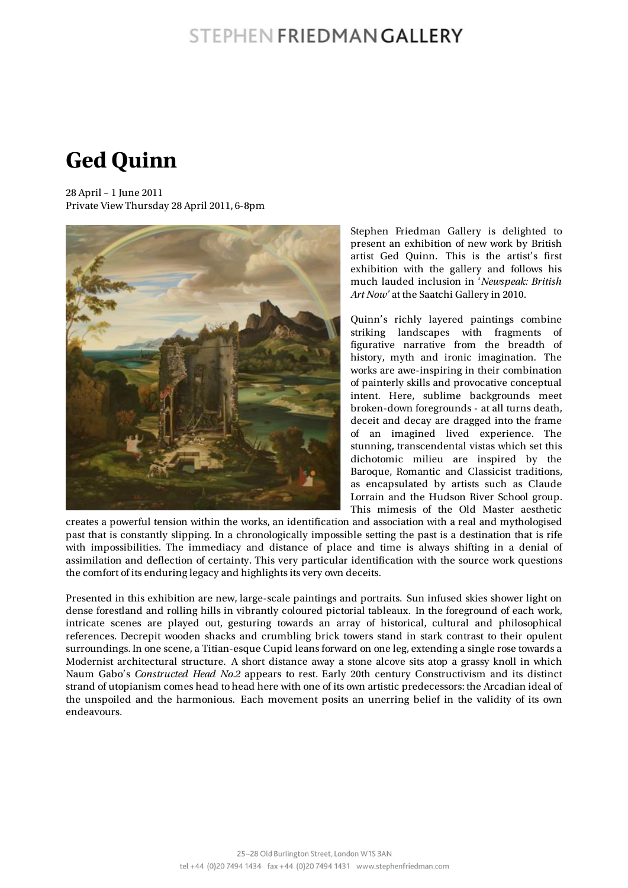STEPHEN FRIEDMAN GALLERY

# Ged Quinn

28 April – 1 June 2011
Private View Thursday 28 April 2011, 6-8pm

Stephen Friedman Gallery is delighted to present an exhibition of new work by British artist Ged Quinn. This is the artist's first exhibition with the gallery and follows his much lauded inclusion in '*Newspeak: British Art Now*' at the Saatchi Gallery in 2010.

Quinn's richly layered paintings combine striking landscapes with fragments of figurative narrative from the breadth of history, myth and ironic imagination. The works are awe-inspiring in their combination of painterly skills and provocative conceptual intent. Here, sublime backgrounds meet broken-down foregrounds - at all turns death, deceit and decay are dragged into the frame of an imagined lived experience. The stunning, transcendental vistas which set this dichotomic milieu are inspired by the Baroque, Romantic and Classicist traditions, as encapsulated by artists such as Claude Lorrain and the Hudson River School group. This mimesis of the Old Master aesthetic creates a powerful tension within the works, an identification and association with a real and mythologised past that is constantly slipping. In a chronologically impossible setting the past is a destination that is rife with impossibilities. The immediacy and distance of place and time is always shifting in a denial of assimilation and deflection of certainty. This very particular identification with the source work questions the comfort of its enduring legacy and highlights its very own deceits.

Presented in this exhibition are new, large-scale paintings and portraits. Sun infused skies shower light on dense forestland and rolling hills in vibrantly coloured pictorial tableaux. In the foreground of each work, intricate scenes are played out, gesturing towards an array of historical, cultural and philosophical references. Decrepit wooden shacks and crumbling brick towers stand in stark contrast to their opulent surroundings. In one scene, a Titian-esque Cupid leans forward on one leg, extending a single rose towards a Modernist architectural structure. A short distance away a stone alcove sits atop a grassy knoll in which Naum Gabo's *Constructed Head No.2* appears to rest. Early 20th century Constructivism and its distinct strand of utopianism comes head to head here with one of its own artistic predecessors: the Arcadian ideal of the unspoiled and the harmonious. Each movement posits an unerring belief in the validity of its own endeavours.

25–28 Old Burlington Street, London W1S 3AN
tel +44 (0)20 7494 1434 fax +44 (0)20 7494 1431 www.stephenfriedman.com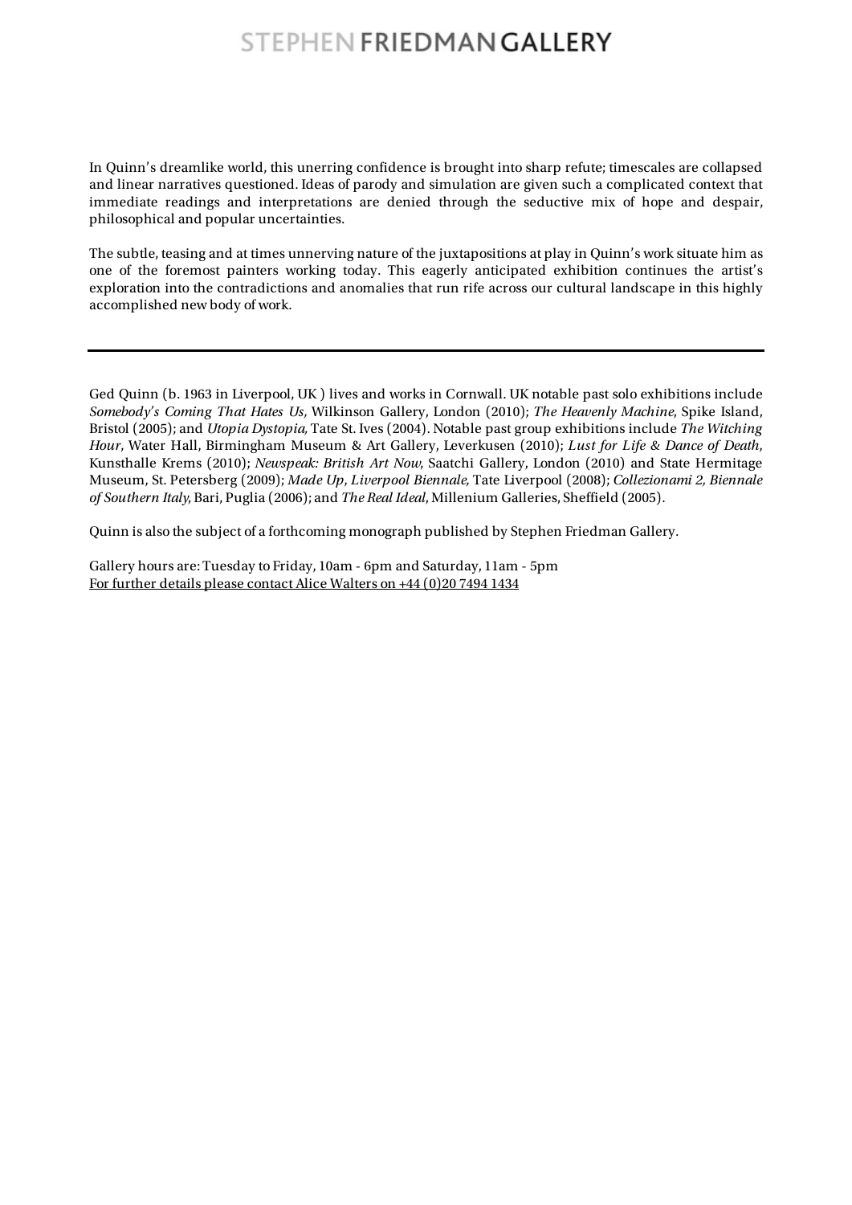In Quinn's dreamlike world, this unerring confidence is brought into sharp refute; timescales are collapsed and linear narratives questioned. Ideas of parody and simulation are given such a complicated context that immediate readings and interpretations are denied through the seductive mix of hope and despair, philosophical and popular uncertainties.

The subtle, teasing and at times unnerving nature of the juxtapositions at play in Quinn's work situate him as one of the foremost painters working today. This eagerly anticipated exhibition continues the artist's exploration into the contradictions and anomalies that run rife across our cultural landscape in this highly accomplished new body of work.

---

Ged Quinn (b. 1963 in Liverpool, UK ) lives and works in Cornwall. UK notable past solo exhibitions include *Somebody's Coming That Hates Us*, Wilkinson Gallery, London (2010); *The Heavenly Machine*, Spike Island, Bristol (2005); and *Utopia Dystopia,* Tate St. Ives (2004). Notable past group exhibitions include *The Witching Hour*, Water Hall, Birmingham Museum & Art Gallery, Leverkusen (2010); *Lust for Life & Dance of Death*, Kunsthalle Krems (2010); *Newspeak: British Art Now*, Saatchi Gallery, London (2010) and State Hermitage Museum, St. Petersberg (2009); *Made Up*, *Liverpool Biennale,* Tate Liverpool (2008); *Collezionami 2, Biennale of Southern Italy*, Bari, Puglia (2006); and *The Real Ideal*, Millenium Galleries, Sheffield (2005).

Quinn is also the subject of a forthcoming monograph published by Stephen Friedman Gallery.

Gallery hours are: Tuesday to Friday, 10am - 6pm and Saturday, 11am - 5pm
For further details please contact Alice Walters on +44 (0)20 7494 1434